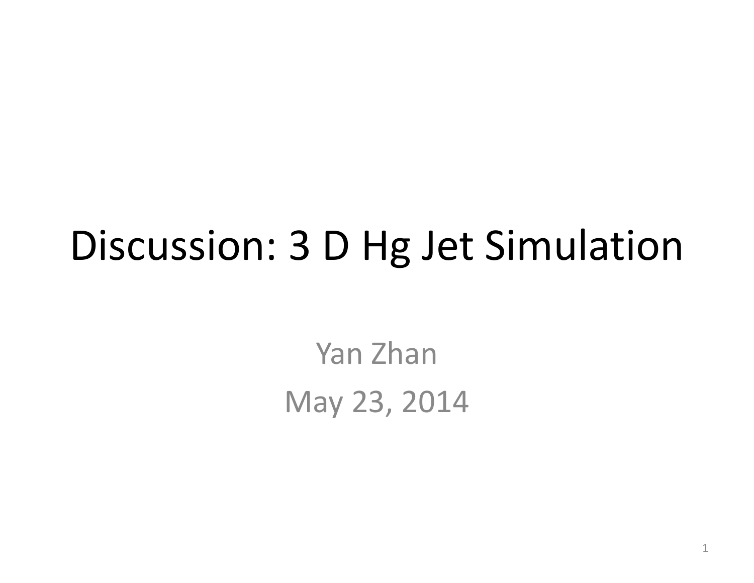# Discussion: 3 D Hg Jet Simulation

Yan Zhan

May 23, 2014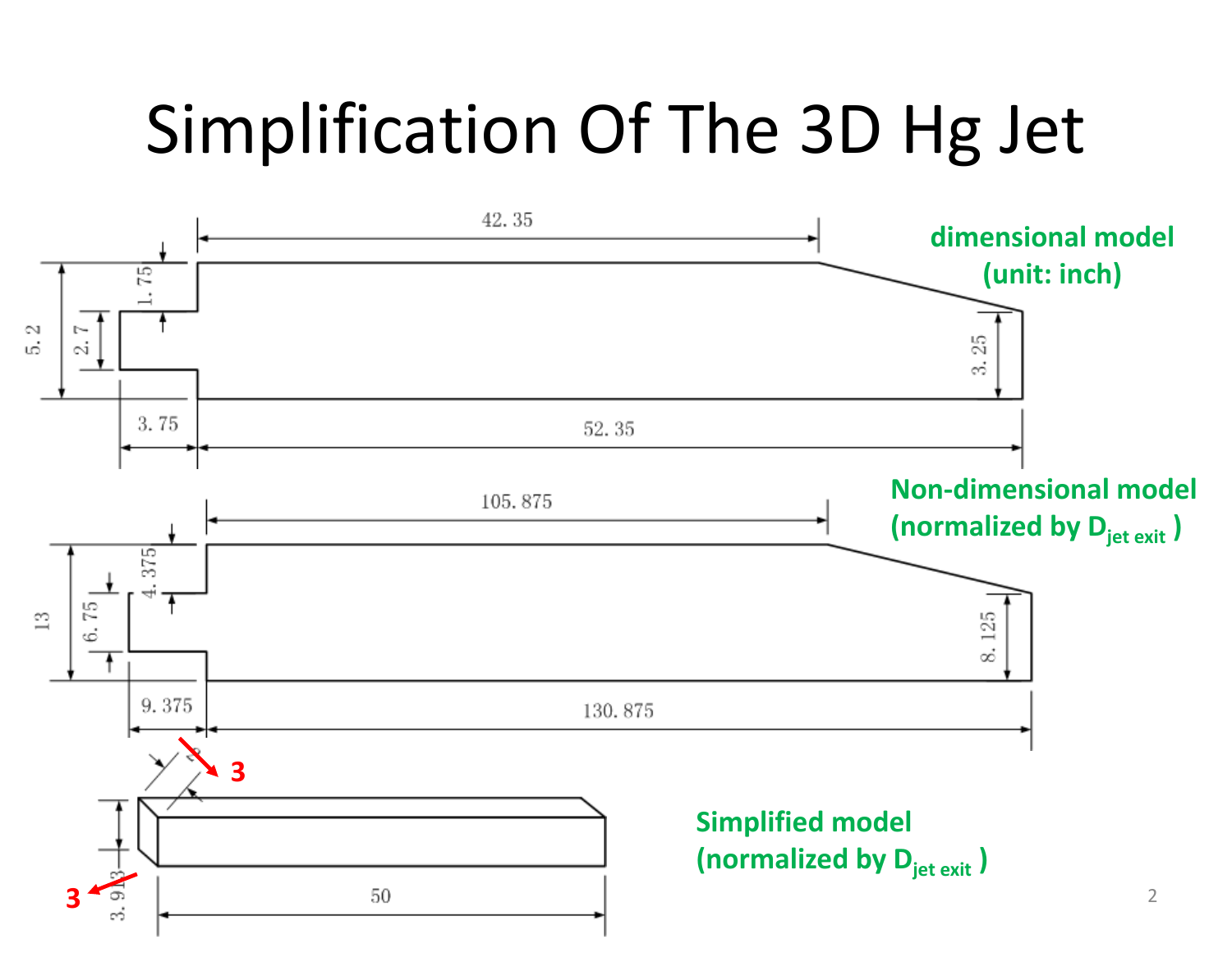# Simplification Of The 3D Hg Jet

**dimensional model (unit: inch)**

42.35

1.75

5.2

2.7

3.25

3.75

52.35

**Non-dimensional model (normalized by $D_{jet\ exit}$ )**

105.875

4.375

13

6.75

8.125

9.375

130.875

**Simplified model (normalized by $D_{jet\ exit}$ )**

3

3

3.93

50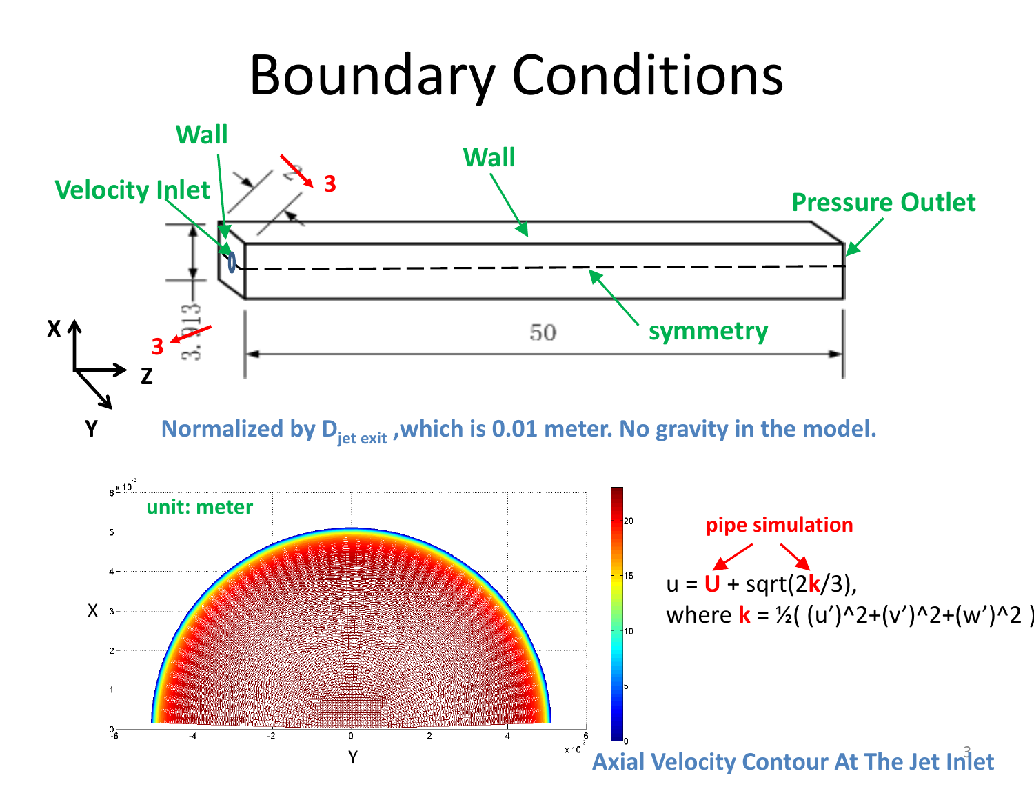# Boundary Conditions

Wall

Velocity Inlet

Wall

Pressure Outlet

3

3

3.013

50

symmetry

X

Z

Y

Normalized by $D_{jet\ exit}$ ,which is 0.01 meter. No gravity in the model.

unit: meter

X

Y

pipe simulation

u = **U** + sqrt(2**k**/3),

where **k** = ½( (u')^2+(v')^2+(w')^2 )

Axial Velocity Contour At The Jet Inlet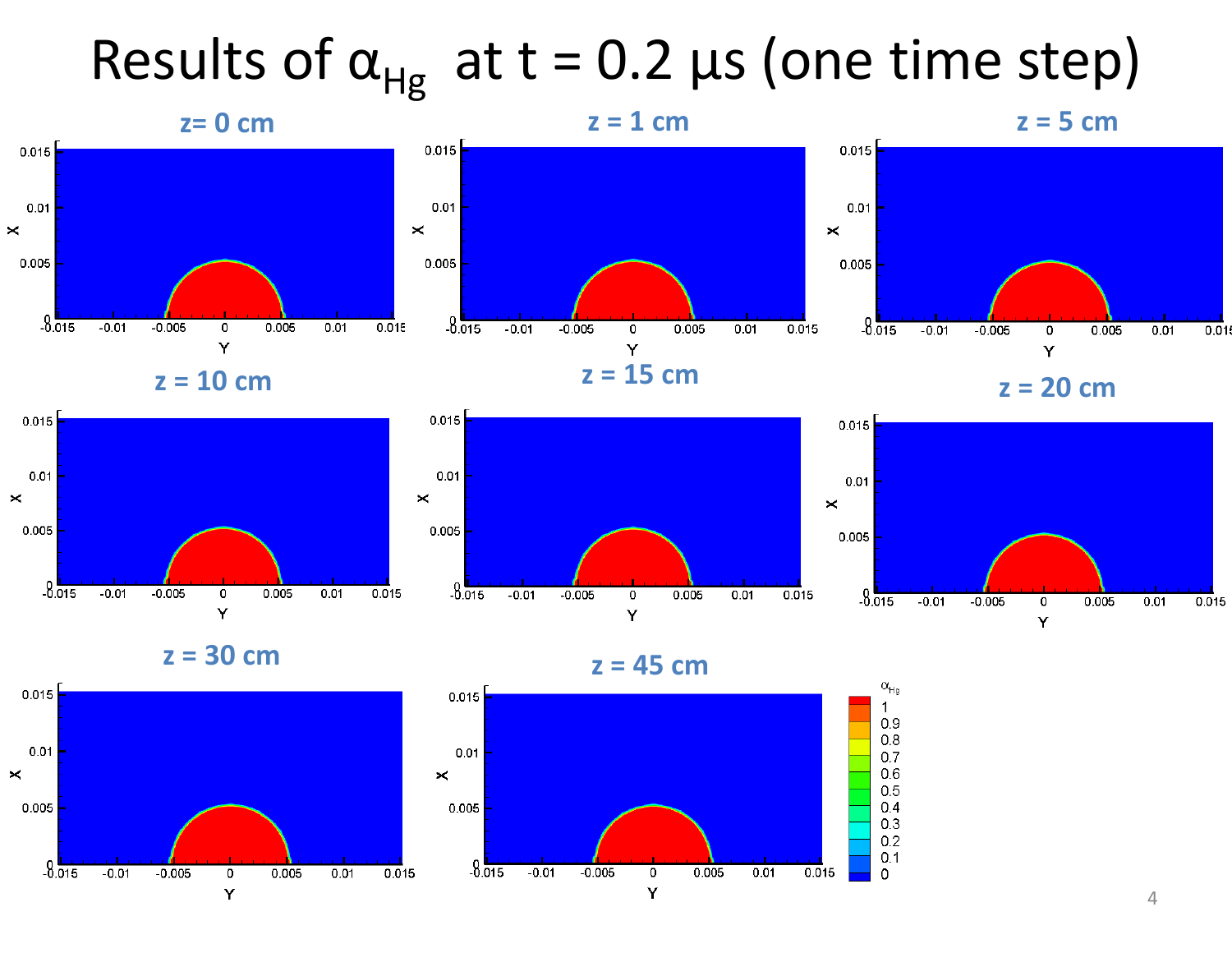# Results of $\alpha_{Hg}$ at t = 0.2 μs (one time step)

z= 0 cm

0.015
0.01
0.005
0
X
-0.015 -0.01 -0.005 0 0.005 0.01 0.015
Y

z = 1 cm

0.015
0.01
0.005
0
X
-0.015 -0.01 -0.005 0 0.005 0.01 0.015
Y

z = 5 cm

0.015
0.01
0.005
0
X
-0.015 -0.01 -0.005 0 0.005 0.01 0.015
Y

z = 10 cm

0.015
0.01
0.005
0
X
-0.015 -0.01 -0.005 0 0.005 0.01 0.015
Y

z = 15 cm

0.015
0.01
0.005
0
X
-0.015 -0.01 -0.005 0 0.005 0.01 0.015
Y

z = 20 cm

0.015
0.01
0.005
0
X
-0.015 -0.01 -0.005 0 0.005 0.01 0.015
Y

z = 30 cm

0.015
0.01
0.005
0
X
-0.015 -0.01 -0.005 0 0.005 0.01 0.015
Y

z = 45 cm

0.015
0.01
0.005
0
X
-0.015 -0.01 -0.005 0 0.005 0.01 0.015
Y

$\alpha_{Hg}$
1
0.9
0.8
0.7
0.6
0.5
0.4
0.3
0.2
0.1
0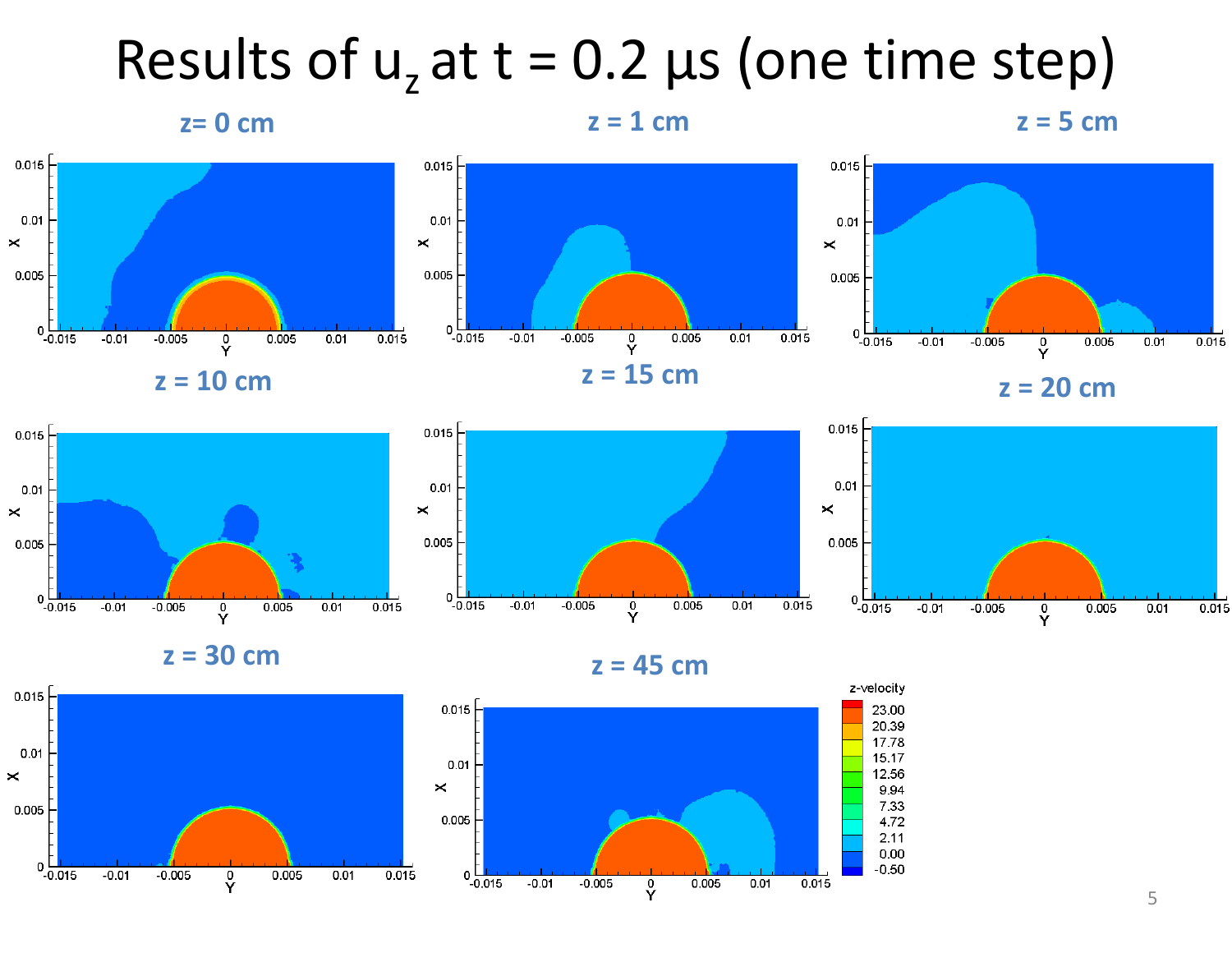# Results of $u_z$ at t = 0.2 μs (one time step)

z= 0 cm

z = 1 cm

z = 5 cm

z = 10 cm

z = 15 cm

z = 20 cm

z = 30 cm

z = 45 cm

X

Y

0.015

0.01

0.005

0

-0.015

-0.01

-0.005

0

0.005

0.01

0.015

z-velocity

23.00

20.39

17.78

15.17

12.56

9.94

7.33

4.72

2.11

0.00

-0.50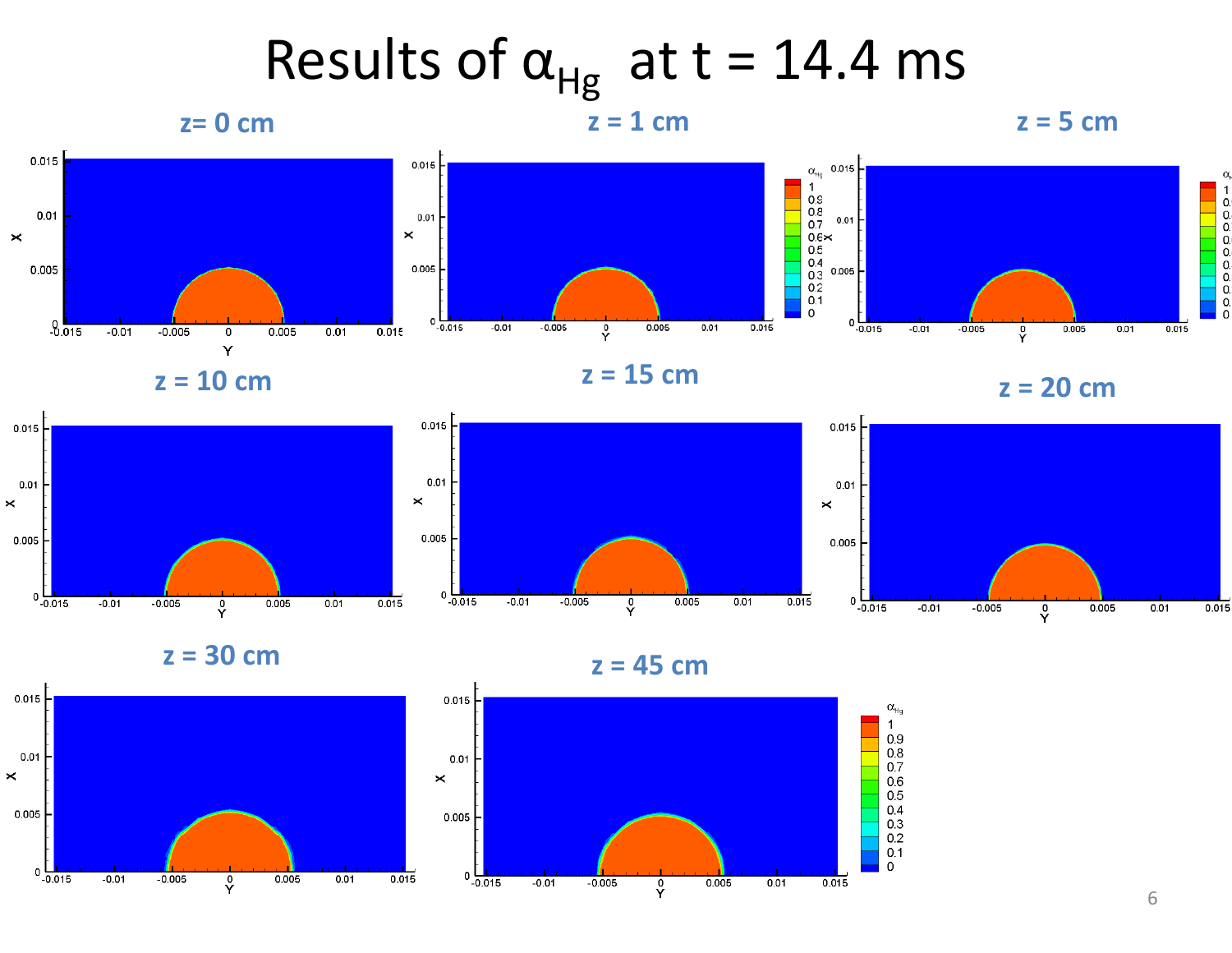# Results of $\alpha_{Hg}$ at t = 14.4 ms

z= 0 cm

z = 1 cm

z = 5 cm

z = 10 cm

z = 15 cm

z = 20 cm

z = 30 cm

z = 45 cm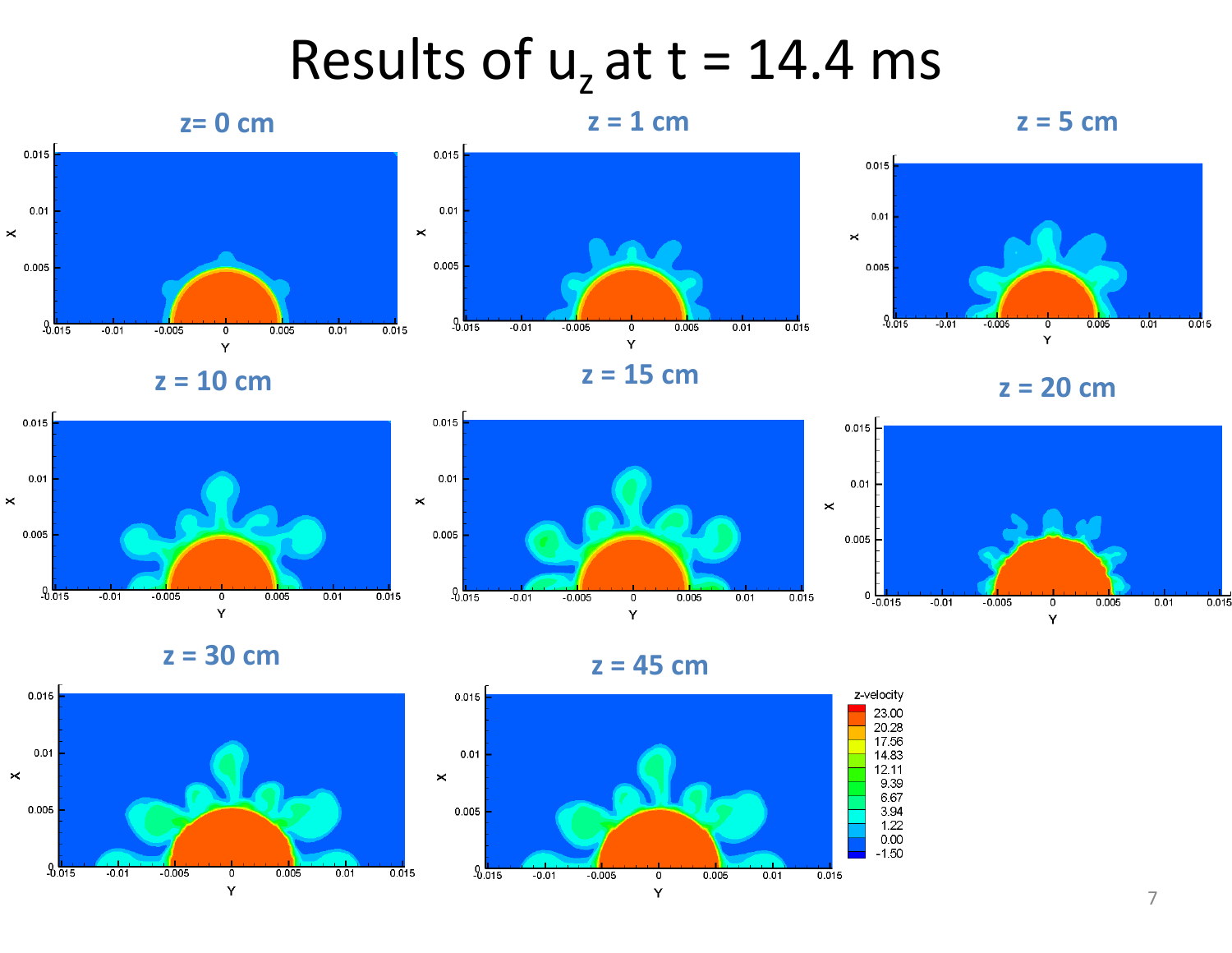# Results of $u_z$ at t = 14.4 ms

z= 0 cm

z = 1 cm

z = 5 cm

z = 10 cm

z = 15 cm

z = 20 cm

z = 30 cm

z = 45 cm

X

Y

0.015
0.01
0.005
0

-0.015
-0.01
-0.005
0
0.005
0.01
0.015

z-velocity
23.00
20.28
17.56
14.83
12.11
9.39
6.67
3.94
1.22
0.00
-1.50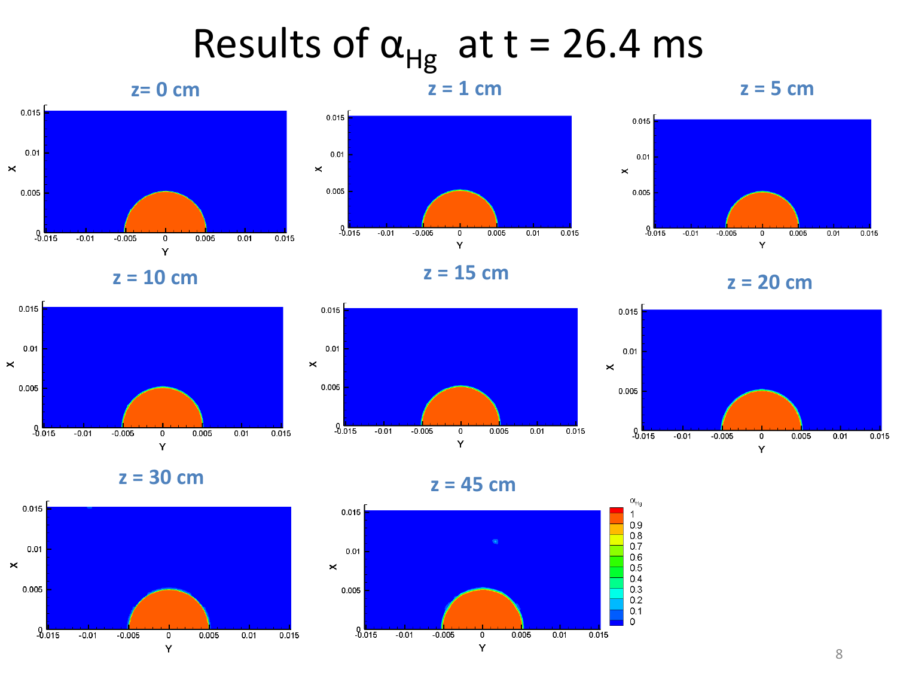# Results of $\alpha_{Hg}$ at t = 26.4 ms

z= 0 cm

0.015
0.01
0.005
0
X
-0.015 -0.01 -0.005 0 0.005 0.01 0.015
Y

z = 1 cm

0.015
0.01
0.005
0
X
-0.015 -0.01 -0.005 0 0.005 0.01 0.015
Y

z = 5 cm

0.015
0.01
0.005
0
X
-0.015 -0.01 -0.005 0 0.005 0.01 0.015
Y

z = 10 cm

0.015
0.01
0.005
0
X
-0.015 -0.01 -0.005 0 0.005 0.01 0.015
Y

z = 15 cm

0.015
0.01
0.005
0
X
-0.015 -0.01 -0.005 0 0.005 0.01 0.015
Y

z = 20 cm

0.015
0.01
0.005
0
X
-0.015 -0.01 -0.005 0 0.005 0.01 0.015
Y

z = 30 cm

0.015
0.01
0.005
0
X
-0.015 -0.01 -0.005 0 0.005 0.01 0.015
Y

z = 45 cm

0.015
0.01
0.005
0
X
-0.015 -0.01 -0.005 0 0.005 0.01 0.015
Y

$\alpha_{Hg}$
1
0.9
0.8
0.7
0.6
0.5
0.4
0.3
0.2
0.1
0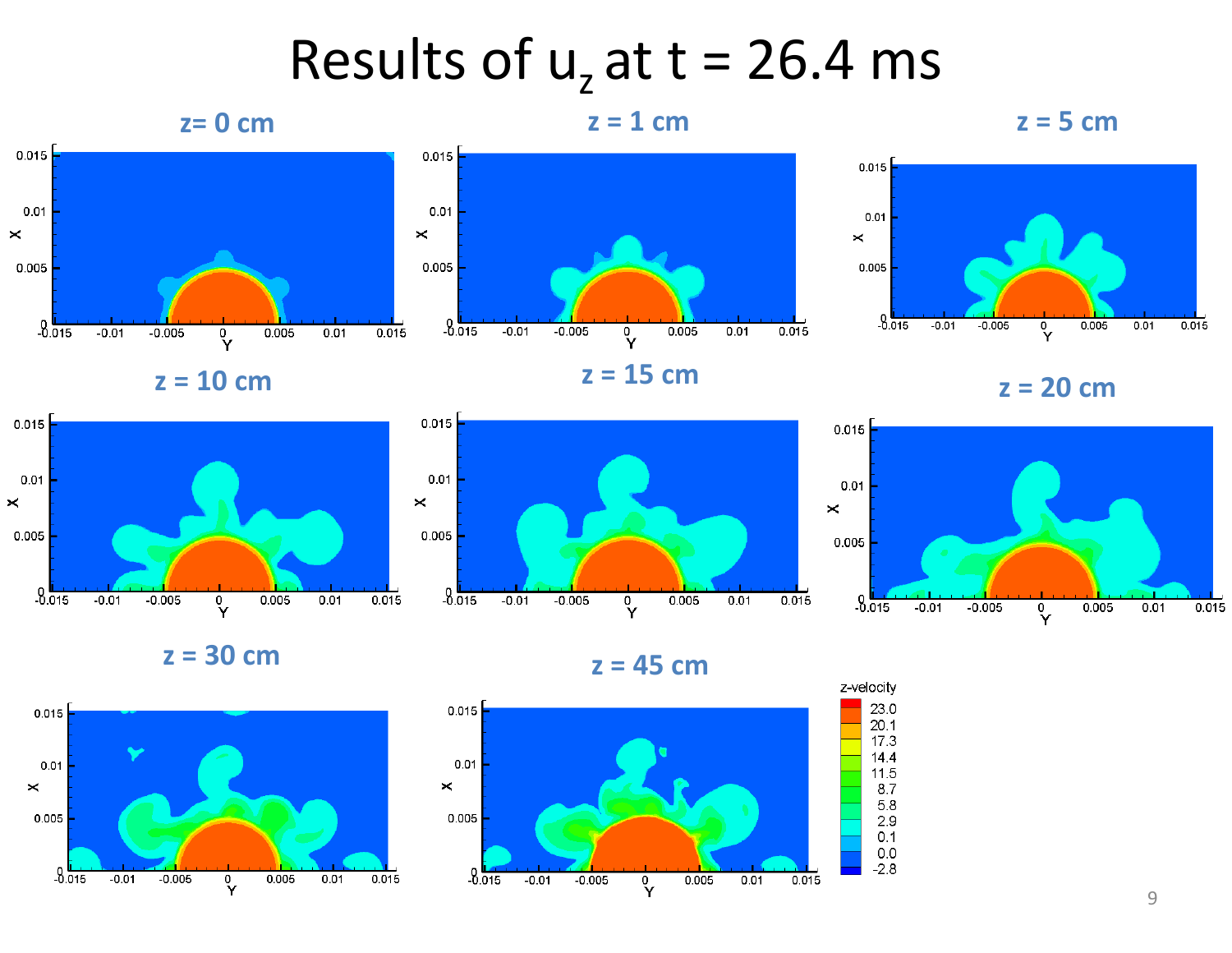# Results of $u_z$ at t = 26.4 ms

z= 0 cm

z = 1 cm

z = 5 cm

z = 10 cm

z = 15 cm

z = 20 cm

z = 30 cm

z = 45 cm

X

Y

0.015
0.01
0.005
0

-0.015 -0.01 -0.005 0 0.005 0.01 0.015

z-velocity
23.0
20.1
17.3
14.4
11.5
8.7
5.8
2.9
0.1
0.0
-2.8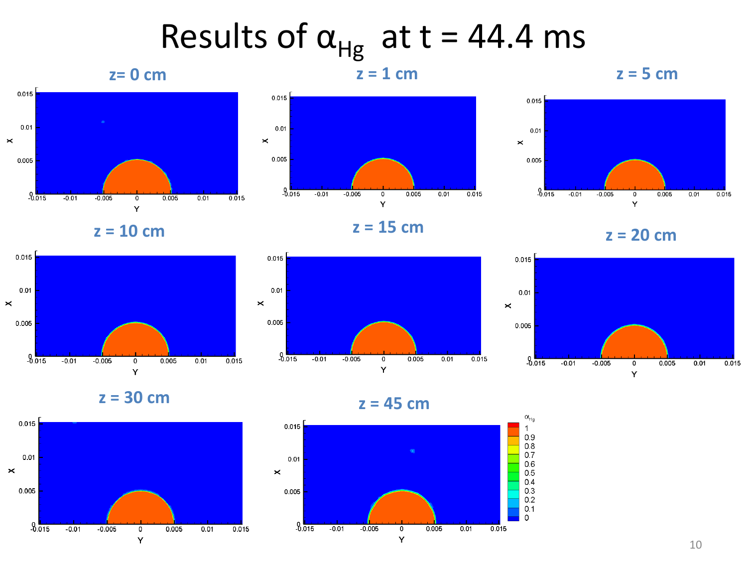# Results of $\alpha_{Hg}$ at t = 44.4 ms

z= 0 cm

0.015
0.01
0.005
0
X
-0.015 -0.01 -0.005 0 0.005 0.01 0.015
Y

z = 1 cm

0.015
0.01
0.005
0
X
-0.015 -0.01 -0.005 0 0.005 0.01 0.015
Y

z = 5 cm

0.015
0.01
0.005
0
X
-0.015 -0.01 -0.005 0 0.005 0.01 0.015
Y

z = 10 cm

0.015
0.01
0.005
0
X
-0.015 -0.01 -0.005 0 0.005 0.01 0.015
Y

z = 15 cm

0.015
0.01
0.005
0
X
-0.015 -0.01 -0.005 0 0.005 0.01 0.015
Y

z = 20 cm

0.015
0.01
0.005
0
X
-0.015 -0.01 -0.005 0 0.005 0.01 0.015
Y

z = 30 cm

0.015
0.01
0.005
0
X
-0.015 -0.01 -0.005 0 0.005 0.01 0.015
Y

z = 45 cm

0.015
0.01
0.005
0
X
-0.015 -0.01 -0.005 0 0.005 0.01 0.015
Y

$\alpha_{Hg}$
1
0.9
0.8
0.7
0.6
0.5
0.4
0.3
0.2
0.1
0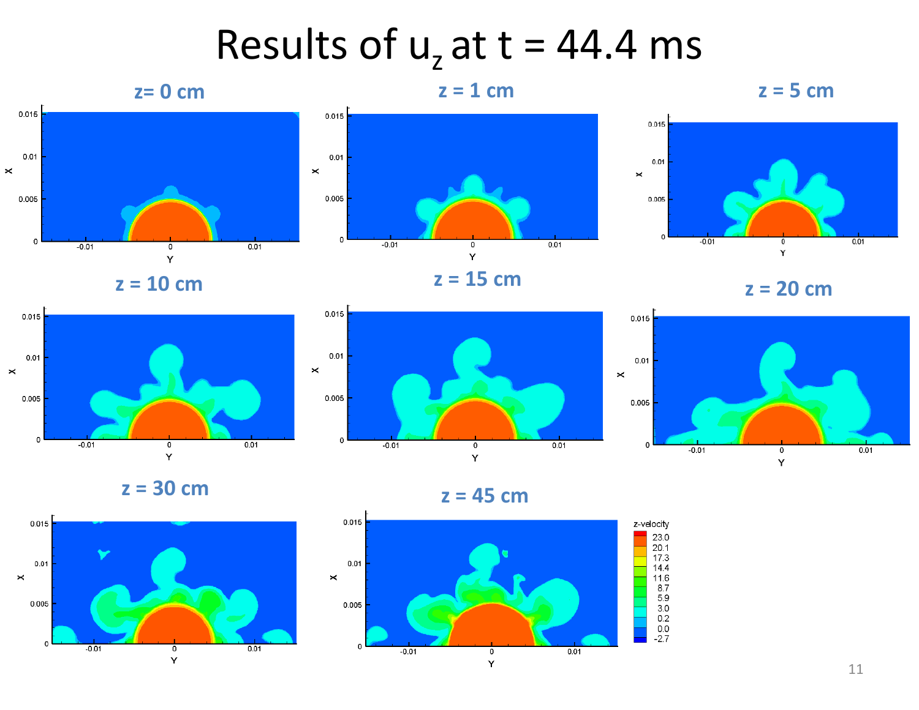# Results of $u_z$ at t = 44.4 ms

z= 0 cm

z = 1 cm

z = 5 cm

z = 10 cm

z = 15 cm

z = 20 cm

z = 30 cm

z = 45 cm

0.015
0.01
0.005
0
X
-0.01
0
0.01
Y

z-velocity
23.0
20.1
17.3
14.4
11.6
8.7
5.9
3.0
0.2
0.0
-2.7